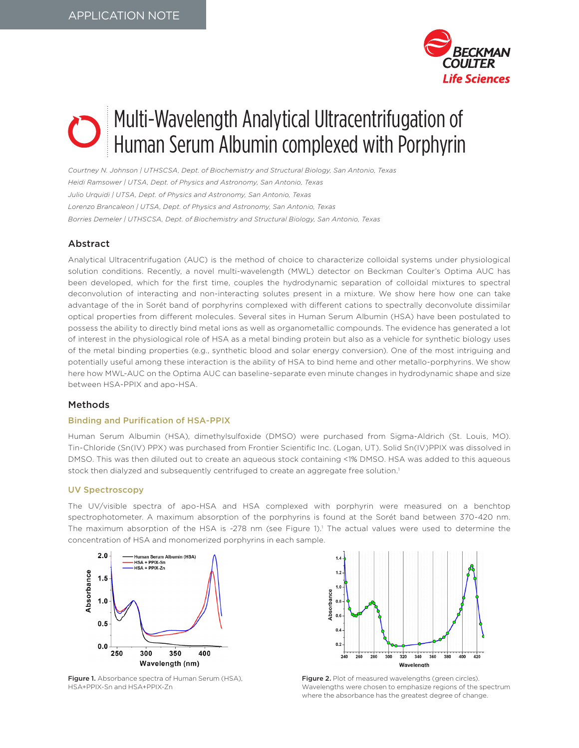APPLICATION NOTE

# Multi-Wavelength Analytical Ultracentrifugation of Human Serum Albumin complexed with Porphyrin

*Courtney N. Johnson | UTHSCSA, Dept. of Biochemistry and Structural Biology, San Antonio, Texas*
*Heidi Ramsower | UTSA, Dept. of Physics and Astronomy, San Antonio, Texas*
*Julio Urquidi | UTSA, Dept. of Physics and Astronomy, San Antonio, Texas*
*Lorenzo Brancaleon | UTSA, Dept. of Physics and Astronomy, San Antonio, Texas*
*Borries Demeler | UTHSCSA, Dept. of Biochemistry and Structural Biology, San Antonio, Texas*

## Abstract

Analytical Ultracentrifugation (AUC) is the method of choice to characterize colloidal systems under physiological solution conditions. Recently, a novel multi-wavelength (MWL) detector on Beckman Coulter's Optima AUC has been developed, which for the first time, couples the hydrodynamic separation of colloidal mixtures to spectral deconvolution of interacting and non-interacting solutes present in a mixture. We show here how one can take advantage of the in Sorét band of porphyrins complexed with different cations to spectrally deconvolute dissimilar optical properties from different molecules. Several sites in Human Serum Albumin (HSA) have been postulated to possess the ability to directly bind metal ions as well as organometallic compounds. The evidence has generated a lot of interest in the physiological role of HSA as a metal binding protein but also as a vehicle for synthetic biology uses of the metal binding properties (e.g., synthetic blood and solar energy conversion). One of the most intriguing and potentially useful among these interaction is the ability of HSA to bind heme and other metallo-porphyrins. We show here how MWL-AUC on the Optima AUC can baseline-separate even minute changes in hydrodynamic shape and size between HSA-PPIX and apo-HSA.

## Methods

### Binding and Purification of HSA-PPIX

Human Serum Albumin (HSA), dimethylsulfoxide (DMSO) were purchased from Sigma-Aldrich (St. Louis, MO). Tin-Chloride (Sn(IV) PPX) was purchased from Frontier Scientific Inc. (Logan, UT). Solid Sn(IV)PPIX was dissolved in DMSO. This was then diluted out to create an aqueous stock containing <1% DMSO. HSA was added to this aqueous stock then dialyzed and subsequently centrifuged to create an aggregate free solution.[1]

### UV Spectroscopy

The UV/visible spectra of apo-HSA and HSA complexed with porphyrin were measured on a benchtop spectrophotometer. A maximum absorption of the porphyrins is found at the Sorét band between 370-420 nm. The maximum absorption of the HSA is -278 nm (see Figure 1).[1] The actual values were used to determine the concentration of HSA and monomerized porphyrins in each sample.

**Figure 1.** Absorbance spectra of Human Serum (HSA), HSA+PPIX-Sn and HSA+PPIX-Zn

**Figure 2.** Plot of measured wavelengths (green circles). Wavelengths were chosen to emphasize regions of the spectrum where the absorbance has the greatest degree of change.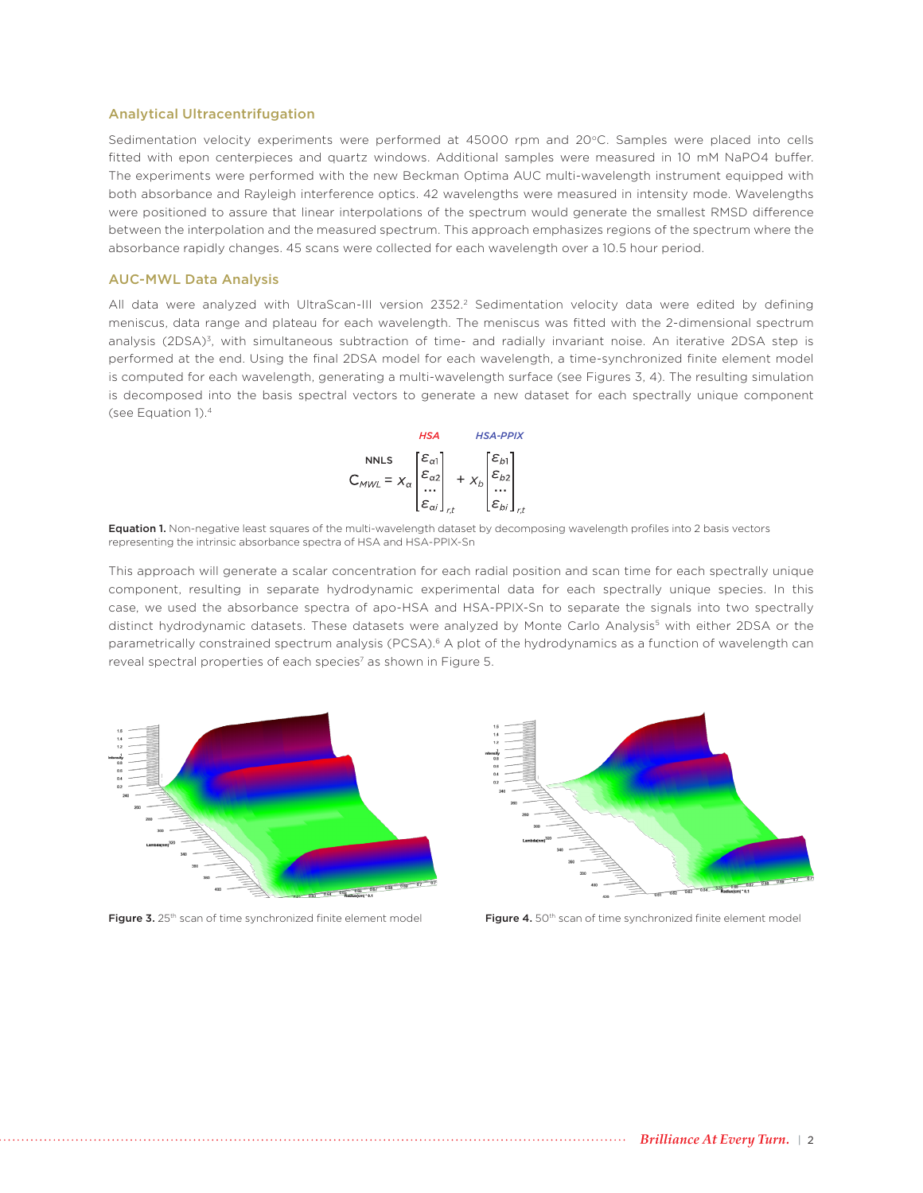### Analytical Ultracentrifugation

Sedimentation velocity experiments were performed at 45000 rpm and 20°C. Samples were placed into cells fitted with epon centerpieces and quartz windows. Additional samples were measured in 10 mM NaPO4 buffer. The experiments were performed with the new Beckman Optima AUC multi-wavelength instrument equipped with both absorbance and Rayleigh interference optics. 42 wavelengths were measured in intensity mode. Wavelengths were positioned to assure that linear interpolations of the spectrum would generate the smallest RMSD difference between the interpolation and the measured spectrum. This approach emphasizes regions of the spectrum where the absorbance rapidly changes. 45 scans were collected for each wavelength over a 10.5 hour period.

### AUC-MWL Data Analysis

All data were analyzed with UltraScan-III version 2352.[2] Sedimentation velocity data were edited by defining meniscus, data range and plateau for each wavelength. The meniscus was fitted with the 2-dimensional spectrum analysis (2DSA)[3], with simultaneous subtraction of time- and radially invariant noise. An iterative 2DSA step is performed at the end. Using the final 2DSA model for each wavelength, a time-synchronized finite element model is computed for each wavelength, generating a multi-wavelength surface (see Figures 3, 4). The resulting simulation is decomposed into the basis spectral vectors to generate a new dataset for each spectrally unique component (see Equation 1).[4]

$$\overset{\text{NNLS}}{C_{MWL}} = x_a \underbrace{\begin{bmatrix} \varepsilon_{a1} \\ \varepsilon_{a2} \\ \cdots \\ \varepsilon_{ai} \end{bmatrix}_{r,t}}_{\text{HSA}} + x_b \underbrace{\begin{bmatrix} \varepsilon_{b1} \\ \varepsilon_{b2} \\ \cdots \\ \varepsilon_{bi} \end{bmatrix}_{r,t}}_{\text{HSA-PPIX}}$$

**Equation 1.** Non-negative least squares of the multi-wavelength dataset by decomposing wavelength profiles into 2 basis vectors representing the intrinsic absorbance spectra of HSA and HSA-PPIX-Sn

This approach will generate a scalar concentration for each radial position and scan time for each spectrally unique component, resulting in separate hydrodynamic experimental data for each spectrally unique species. In this case, we used the absorbance spectra of apo-HSA and HSA-PPIX-Sn to separate the signals into two spectrally distinct hydrodynamic datasets. These datasets were analyzed by Monte Carlo Analysis[5] with either 2DSA or the parametrically constrained spectrum analysis (PCSA).[6] A plot of the hydrodynamics as a function of wavelength can reveal spectral properties of each species[7] as shown in Figure 5.

**Figure 3.** 25th scan of time synchronized finite element model

**Figure 4.** 50th scan of time synchronized finite element model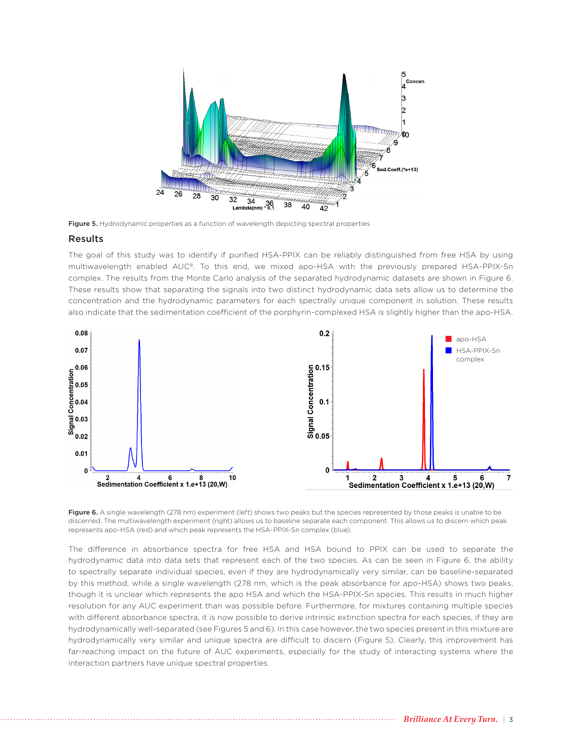**Figure 5.** Hydrodynamic properties as a function of wavelength depicting spectral properties

## Results

The goal of this study was to identify if purified HSA-PPIX can be reliably distinguished from free HSA by using multiwavelength enabled AUC[8]. To this end, we mixed apo-HSA with the previously prepared HSA-PPIX-Sn complex. The results from the Monte Carlo analysis of the separated hydrodynamic datasets are shown in Figure 6. These results show that separating the signals into two distinct hydrodynamic data sets allow us to determine the concentration and the hydrodynamic parameters for each spectrally unique component in solution. These results also indicate that the sedimentation coefficient of the porphyrin-complexed HSA is slightly higher than the apo-HSA.

**Figure 6.** A single wavelength (278 nm) experiment (left) shows two peaks but the species represented by those peaks is unable to be discerned. The multiwavelength experiment (right) allows us to baseline separate each component. This allows us to discern which peak represents apo-HSA (red) and which peak represents the HSA-PPIX-Sn complex (blue).

The difference in absorbance spectra for free HSA and HSA bound to PPIX can be used to separate the hydrodynamic data into data sets that represent each of the two species. As can be seen in Figure 6, the ability to spectrally separate individual species, even if they are hydrodynamically very similar, can be baseline-separated by this method, while a single wavelength (278 nm, which is the peak absorbance for apo-HSA) shows two peaks, though it is unclear which represents the apo HSA and which the HSA-PPIX-Sn species. This results in much higher resolution for any AUC experiment than was possible before. Furthermore, for mixtures containing multiple species with different absorbance spectra, it is now possible to derive intrinsic extinction spectra for each species, if they are hydrodynamically well-separated (see Figures 5 and 6). In this case however, the two species present in this mixture are hydrodynamically very similar and unique spectra are difficult to discern (Figure 5). Clearly, this improvement has far-reaching impact on the future of AUC experiments, especially for the study of interacting systems where the interaction partners have unique spectral properties.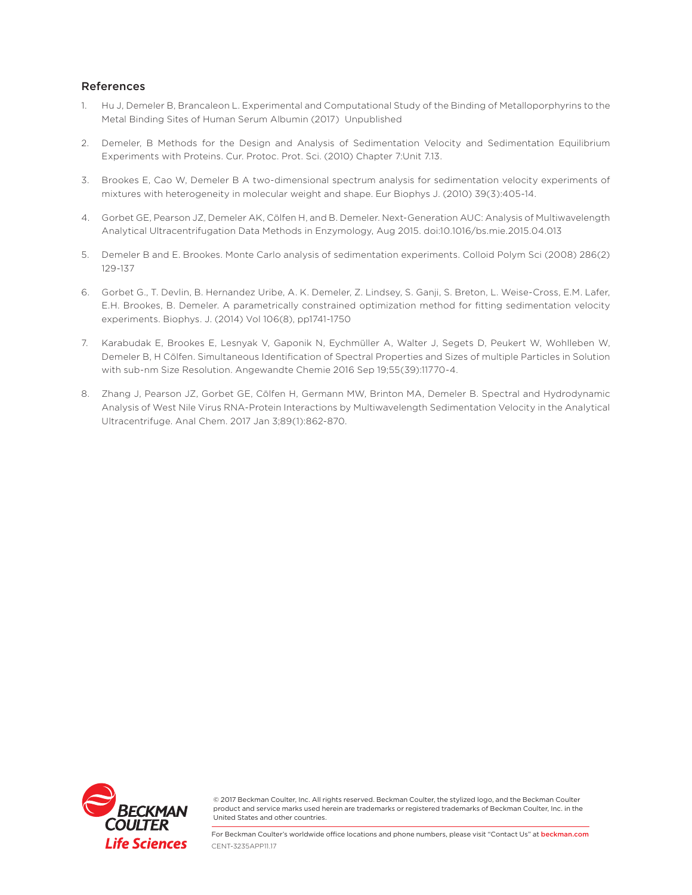## References

1. Hu J, Demeler B, Brancaleon L. Experimental and Computational Study of the Binding of Metalloporphyrins to the Metal Binding Sites of Human Serum Albumin (2017) Unpublished

2. Demeler, B Methods for the Design and Analysis of Sedimentation Velocity and Sedimentation Equilibrium Experiments with Proteins. Cur. Protoc. Prot. Sci. (2010) Chapter 7:Unit 7.13.

3. Brookes E, Cao W, Demeler B A two-dimensional spectrum analysis for sedimentation velocity experiments of mixtures with heterogeneity in molecular weight and shape. Eur Biophys J. (2010) 39(3):405-14.

4. Gorbet GE, Pearson JZ, Demeler AK, Cölfen H, and B. Demeler. Next-Generation AUC: Analysis of Multiwavelength Analytical Ultracentrifugation Data Methods in Enzymology, Aug 2015. doi:10.1016/bs.mie.2015.04.013

5. Demeler B and E. Brookes. Monte Carlo analysis of sedimentation experiments. Colloid Polym Sci (2008) 286(2) 129-137

6. Gorbet G., T. Devlin, B. Hernandez Uribe, A. K. Demeler, Z. Lindsey, S. Ganji, S. Breton, L. Weise-Cross, E.M. Lafer, E.H. Brookes, B. Demeler. A parametrically constrained optimization method for fitting sedimentation velocity experiments. Biophys. J. (2014) Vol 106(8), pp1741-1750

7. Karabudak E, Brookes E, Lesnyak V, Gaponik N, Eychmüller A, Walter J, Segets D, Peukert W, Wohlleben W, Demeler B, H Cölfen. Simultaneous Identification of Spectral Properties and Sizes of multiple Particles in Solution with sub-nm Size Resolution. Angewandte Chemie 2016 Sep 19;55(39):11770-4.

8. Zhang J, Pearson JZ, Gorbet GE, Cölfen H, Germann MW, Brinton MA, Demeler B. Spectral and Hydrodynamic Analysis of West Nile Virus RNA-Protein Interactions by Multiwavelength Sedimentation Velocity in the Analytical Ultracentrifuge. Anal Chem. 2017 Jan 3;89(1):862-870.

BECKMAN COULTER Life Sciences

© 2017 Beckman Coulter, Inc. All rights reserved. Beckman Coulter, the stylized logo, and the Beckman Coulter product and service marks used herein are trademarks or registered trademarks of Beckman Coulter, Inc. in the United States and other countries.

For Beckman Coulter's worldwide office locations and phone numbers, please visit "Contact Us" at beckman.com

CENT-3235APP11.17